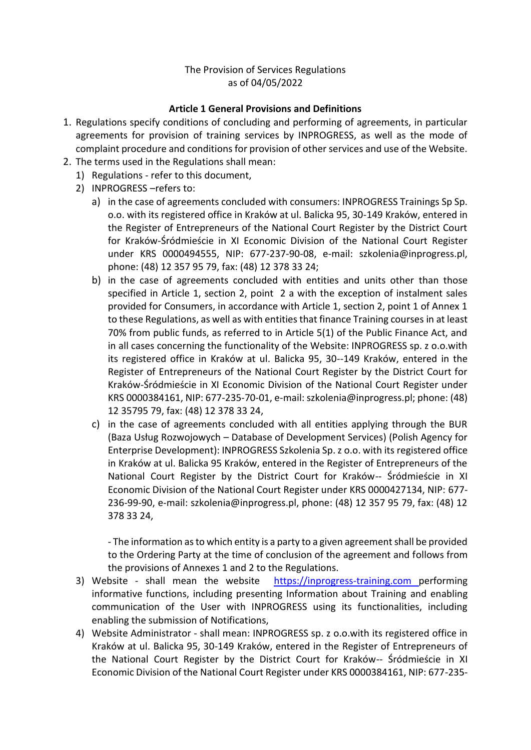The Provision of Services Regulations
as of 04/05/2022

**Article 1 General Provisions and Definitions**

1. Regulations specify conditions of concluding and performing of agreements, in particular agreements for provision of training services by INPROGRESS, as well as the mode of complaint procedure and conditions for provision of other services and use of the Website.
2. The terms used in the Regulations shall mean:
   1) Regulations - refer to this document,
   2) INPROGRESS –refers to:
      a) in the case of agreements concluded with consumers: INPROGRESS Trainings Sp Sp. o.o. with its registered office in Kraków at ul. Balicka 95, 30-149 Kraków, entered in the Register of Entrepreneurs of the National Court Register by the District Court for Kraków-Śródmieście in XI Economic Division of the National Court Register under KRS 0000494555, NIP: 677-237-90-08, e-mail: szkolenia@inprogress.pl, phone: (48) 12 357 95 79, fax: (48) 12 378 33 24;
      b) in the case of agreements concluded with entities and units other than those specified in Article 1, section 2, point 2 a with the exception of instalment sales provided for Consumers, in accordance with Article 1, section 2, point 1 of Annex 1 to these Regulations, as well as with entities that finance Training courses in at least 70% from public funds, as referred to in Article 5(1) of the Public Finance Act, and in all cases concerning the functionality of the Website: INPROGRESS sp. z o.o.with its registered office in Kraków at ul. Balicka 95, 30--149 Kraków, entered in the Register of Entrepreneurs of the National Court Register by the District Court for Kraków-Śródmieście in XI Economic Division of the National Court Register under KRS 0000384161, NIP: 677-235-70-01, e-mail: szkolenia@inprogress.pl; phone: (48) 12 35795 79, fax: (48) 12 378 33 24,
      c) in the case of agreements concluded with all entities applying through the BUR (Baza Usług Rozwojowych – Database of Development Services) (Polish Agency for Enterprise Development): INPROGRESS Szkolenia Sp. z o.o. with its registered office in Kraków at ul. Balicka 95 Kraków, entered in the Register of Entrepreneurs of the National Court Register by the District Court for Kraków-- Śródmieście in XI Economic Division of the National Court Register under KRS 0000427134, NIP: 677-236-99-90, e-mail: szkolenia@inprogress.pl, phone: (48) 12 357 95 79, fax: (48) 12 378 33 24,

      - The information as to which entity is a party to a given agreement shall be provided to the Ordering Party at the time of conclusion of the agreement and follows from the provisions of Annexes 1 and 2 to the Regulations.
   3) Website - shall mean the website [https://inprogress-training.com](https://inprogress-training.com) performing informative functions, including presenting Information about Training and enabling communication of the User with INPROGRESS using its functionalities, including enabling the submission of Notifications,
   4) Website Administrator - shall mean: INPROGRESS sp. z o.o.with its registered office in Kraków at ul. Balicka 95, 30-149 Kraków, entered in the Register of Entrepreneurs of the National Court Register by the District Court for Kraków-- Śródmieście in XI Economic Division of the National Court Register under KRS 0000384161, NIP: 677-235-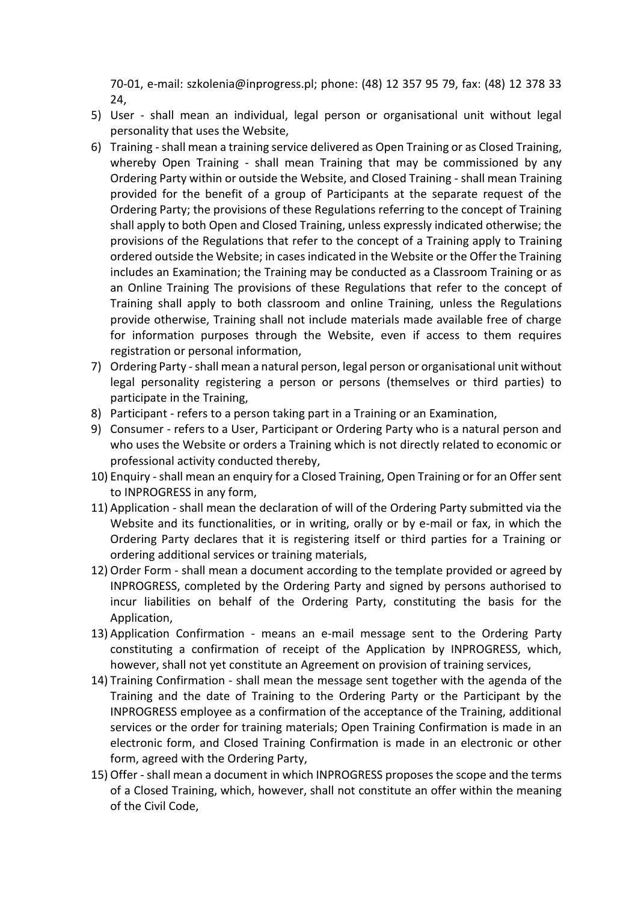70-01, e-mail: szkolenia@inprogress.pl; phone: (48) 12 357 95 79, fax: (48) 12 378 33 24,

5) User - shall mean an individual, legal person or organisational unit without legal personality that uses the Website,
6) Training - shall mean a training service delivered as Open Training or as Closed Training, whereby Open Training - shall mean Training that may be commissioned by any Ordering Party within or outside the Website, and Closed Training - shall mean Training provided for the benefit of a group of Participants at the separate request of the Ordering Party; the provisions of these Regulations referring to the concept of Training shall apply to both Open and Closed Training, unless expressly indicated otherwise; the provisions of the Regulations that refer to the concept of a Training apply to Training ordered outside the Website; in cases indicated in the Website or the Offer the Training includes an Examination; the Training may be conducted as a Classroom Training or as an Online Training The provisions of these Regulations that refer to the concept of Training shall apply to both classroom and online Training, unless the Regulations provide otherwise, Training shall not include materials made available free of charge for information purposes through the Website, even if access to them requires registration or personal information,
7) Ordering Party - shall mean a natural person, legal person or organisational unit without legal personality registering a person or persons (themselves or third parties) to participate in the Training,
8) Participant - refers to a person taking part in a Training or an Examination,
9) Consumer - refers to a User, Participant or Ordering Party who is a natural person and who uses the Website or orders a Training which is not directly related to economic or professional activity conducted thereby,
10) Enquiry - shall mean an enquiry for a Closed Training, Open Training or for an Offer sent to INPROGRESS in any form,
11) Application - shall mean the declaration of will of the Ordering Party submitted via the Website and its functionalities, or in writing, orally or by e-mail or fax, in which the Ordering Party declares that it is registering itself or third parties for a Training or ordering additional services or training materials,
12) Order Form - shall mean a document according to the template provided or agreed by INPROGRESS, completed by the Ordering Party and signed by persons authorised to incur liabilities on behalf of the Ordering Party, constituting the basis for the Application,
13) Application Confirmation - means an e-mail message sent to the Ordering Party constituting a confirmation of receipt of the Application by INPROGRESS, which, however, shall not yet constitute an Agreement on provision of training services,
14) Training Confirmation - shall mean the message sent together with the agenda of the Training and the date of Training to the Ordering Party or the Participant by the INPROGRESS employee as a confirmation of the acceptance of the Training, additional services or the order for training materials; Open Training Confirmation is made in an electronic form, and Closed Training Confirmation is made in an electronic or other form, agreed with the Ordering Party,
15) Offer - shall mean a document in which INPROGRESS proposes the scope and the terms of a Closed Training, which, however, shall not constitute an offer within the meaning of the Civil Code,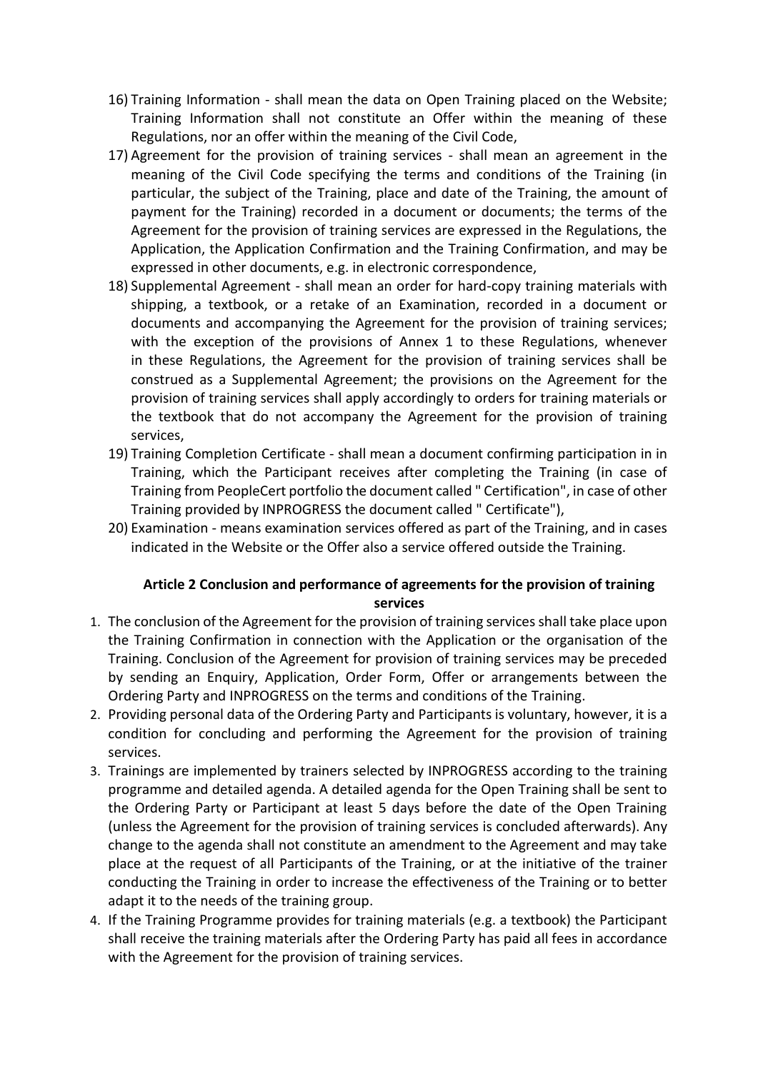16) Training Information - shall mean the data on Open Training placed on the Website; Training Information shall not constitute an Offer within the meaning of these Regulations, nor an offer within the meaning of the Civil Code,
17) Agreement for the provision of training services - shall mean an agreement in the meaning of the Civil Code specifying the terms and conditions of the Training (in particular, the subject of the Training, place and date of the Training, the amount of payment for the Training) recorded in a document or documents; the terms of the Agreement for the provision of training services are expressed in the Regulations, the Application, the Application Confirmation and the Training Confirmation, and may be expressed in other documents, e.g. in electronic correspondence,
18) Supplemental Agreement - shall mean an order for hard-copy training materials with shipping, a textbook, or a retake of an Examination, recorded in a document or documents and accompanying the Agreement for the provision of training services; with the exception of the provisions of Annex 1 to these Regulations, whenever in these Regulations, the Agreement for the provision of training services shall be construed as a Supplemental Agreement; the provisions on the Agreement for the provision of training services shall apply accordingly to orders for training materials or the textbook that do not accompany the Agreement for the provision of training services,
19) Training Completion Certificate - shall mean a document confirming participation in in Training, which the Participant receives after completing the Training (in case of Training from PeopleCert portfolio the document called " Certification", in case of other Training provided by INPROGRESS the document called " Certificate"),
20) Examination - means examination services offered as part of the Training, and in cases indicated in the Website or the Offer also a service offered outside the Training.

## Article 2 Conclusion and performance of agreements for the provision of training services

1. The conclusion of the Agreement for the provision of training services shall take place upon the Training Confirmation in connection with the Application or the organisation of the Training. Conclusion of the Agreement for provision of training services may be preceded by sending an Enquiry, Application, Order Form, Offer or arrangements between the Ordering Party and INPROGRESS on the terms and conditions of the Training.
2. Providing personal data of the Ordering Party and Participants is voluntary, however, it is a condition for concluding and performing the Agreement for the provision of training services.
3. Trainings are implemented by trainers selected by INPROGRESS according to the training programme and detailed agenda. A detailed agenda for the Open Training shall be sent to the Ordering Party or Participant at least 5 days before the date of the Open Training (unless the Agreement for the provision of training services is concluded afterwards). Any change to the agenda shall not constitute an amendment to the Agreement and may take place at the request of all Participants of the Training, or at the initiative of the trainer conducting the Training in order to increase the effectiveness of the Training or to better adapt it to the needs of the training group.
4. If the Training Programme provides for training materials (e.g. a textbook) the Participant shall receive the training materials after the Ordering Party has paid all fees in accordance with the Agreement for the provision of training services.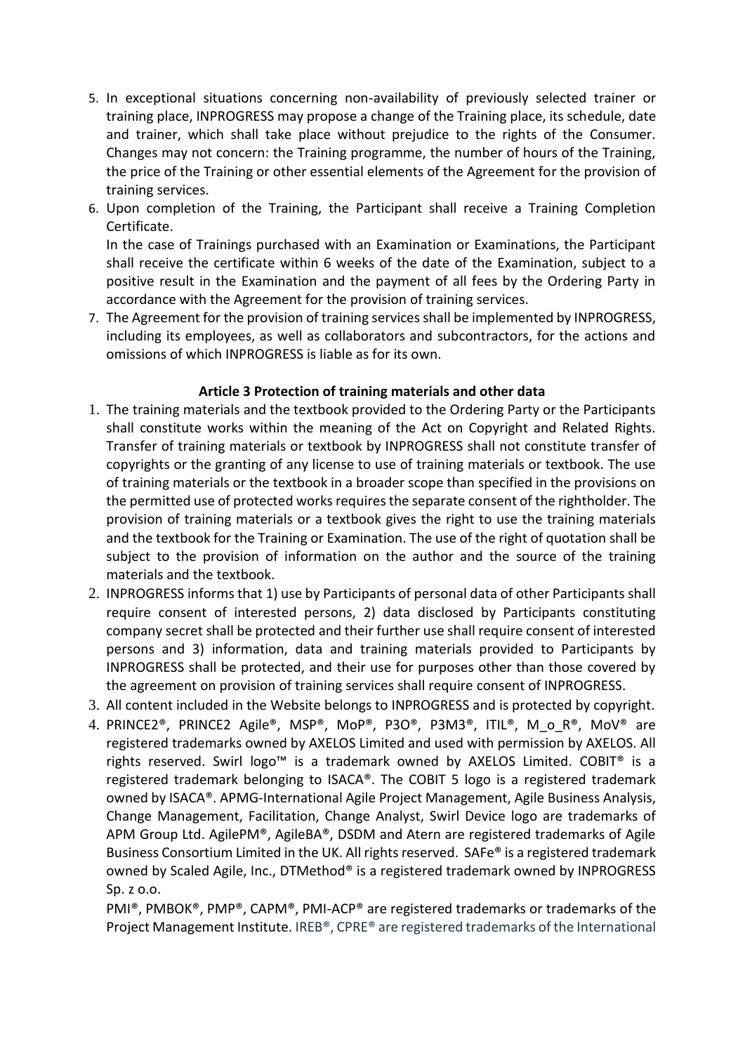5. In exceptional situations concerning non-availability of previously selected trainer or training place, INPROGRESS may propose a change of the Training place, its schedule, date and trainer, which shall take place without prejudice to the rights of the Consumer. Changes may not concern: the Training programme, the number of hours of the Training, the price of the Training or other essential elements of the Agreement for the provision of training services.
6. Upon completion of the Training, the Participant shall receive a Training Completion Certificate.
   In the case of Trainings purchased with an Examination or Examinations, the Participant shall receive the certificate within 6 weeks of the date of the Examination, subject to a positive result in the Examination and the payment of all fees by the Ordering Party in accordance with the Agreement for the provision of training services.
7. The Agreement for the provision of training services shall be implemented by INPROGRESS, including its employees, as well as collaborators and subcontractors, for the actions and omissions of which INPROGRESS is liable as for its own.

### Article 3 Protection of training materials and other data

1. The training materials and the textbook provided to the Ordering Party or the Participants shall constitute works within the meaning of the Act on Copyright and Related Rights. Transfer of training materials or textbook by INPROGRESS shall not constitute transfer of copyrights or the granting of any license to use of training materials or textbook. The use of training materials or the textbook in a broader scope than specified in the provisions on the permitted use of protected works requires the separate consent of the rightholder. The provision of training materials or a textbook gives the right to use the training materials and the textbook for the Training or Examination. The use of the right of quotation shall be subject to the provision of information on the author and the source of the training materials and the textbook.
2. INPROGRESS informs that 1) use by Participants of personal data of other Participants shall require consent of interested persons, 2) data disclosed by Participants constituting company secret shall be protected and their further use shall require consent of interested persons and 3) information, data and training materials provided to Participants by INPROGRESS shall be protected, and their use for purposes other than those covered by the agreement on provision of training services shall require consent of INPROGRESS.
3. All content included in the Website belongs to INPROGRESS and is protected by copyright.
4. PRINCE2®, PRINCE2 Agile®, MSP®, MoP®, P3O®, P3M3®, ITIL®, M_o_R®, MoV® are registered trademarks owned by AXELOS Limited and used with permission by AXELOS. All rights reserved. Swirl logo™ is a trademark owned by AXELOS Limited. COBIT® is a registered trademark belonging to ISACA®. The COBIT 5 logo is a registered trademark owned by ISACA®. APMG-International Agile Project Management, Agile Business Analysis, Change Management, Facilitation, Change Analyst, Swirl Device logo are trademarks of APM Group Ltd. AgilePM®, AgileBA®, DSDM and Atern are registered trademarks of Agile Business Consortium Limited in the UK. All rights reserved. SAFe® is a registered trademark owned by Scaled Agile, Inc., DTMethod® is a registered trademark owned by INPROGRESS Sp. z o.o.
   PMI®, PMBOK®, PMP®, CAPM®, PMI-ACP® are registered trademarks or trademarks of the Project Management Institute. IREB®, CPRE® are registered trademarks of the International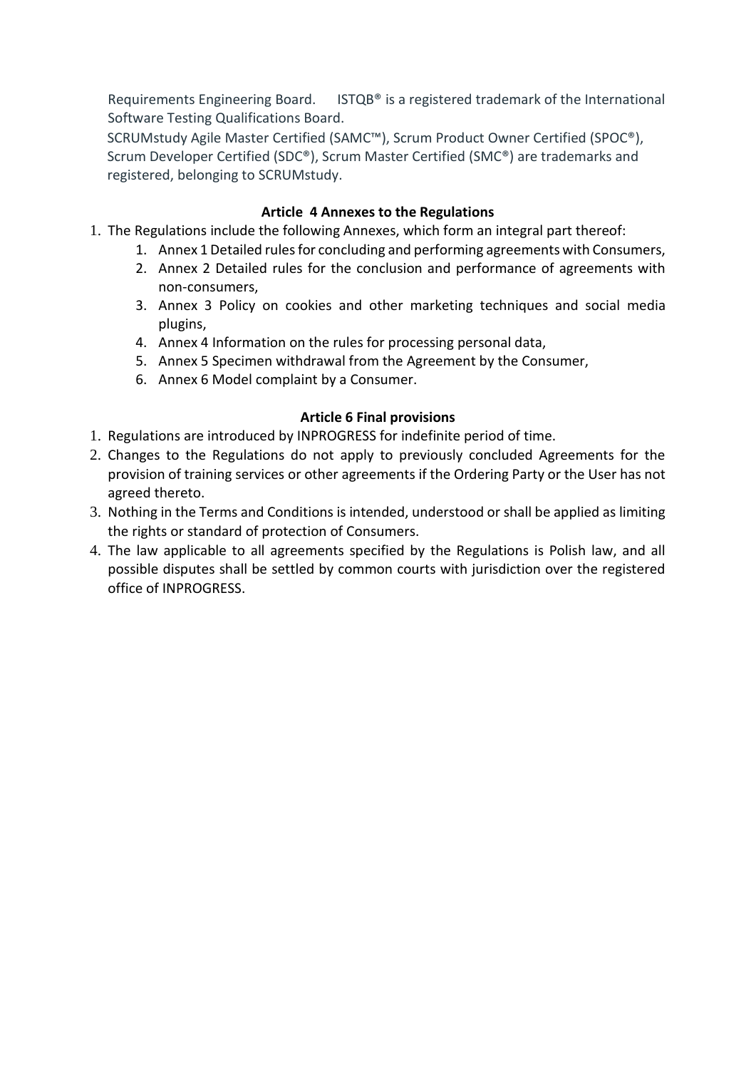Requirements Engineering Board. ISTQB® is a registered trademark of the International Software Testing Qualifications Board.

SCRUMstudy Agile Master Certified (SAMC™), Scrum Product Owner Certified (SPOC®), Scrum Developer Certified (SDC®), Scrum Master Certified (SMC®) are trademarks and registered, belonging to SCRUMstudy.

### Article 4 Annexes to the Regulations

1. The Regulations include the following Annexes, which form an integral part thereof:
    1. Annex 1 Detailed rules for concluding and performing agreements with Consumers,
    2. Annex 2 Detailed rules for the conclusion and performance of agreements with non-consumers,
    3. Annex 3 Policy on cookies and other marketing techniques and social media plugins,
    4. Annex 4 Information on the rules for processing personal data,
    5. Annex 5 Specimen withdrawal from the Agreement by the Consumer,
    6. Annex 6 Model complaint by a Consumer.

### Article 6 Final provisions

1. Regulations are introduced by INPROGRESS for indefinite period of time.
2. Changes to the Regulations do not apply to previously concluded Agreements for the provision of training services or other agreements if the Ordering Party or the User has not agreed thereto.
3. Nothing in the Terms and Conditions is intended, understood or shall be applied as limiting the rights or standard of protection of Consumers.
4. The law applicable to all agreements specified by the Regulations is Polish law, and all possible disputes shall be settled by common courts with jurisdiction over the registered office of INPROGRESS.